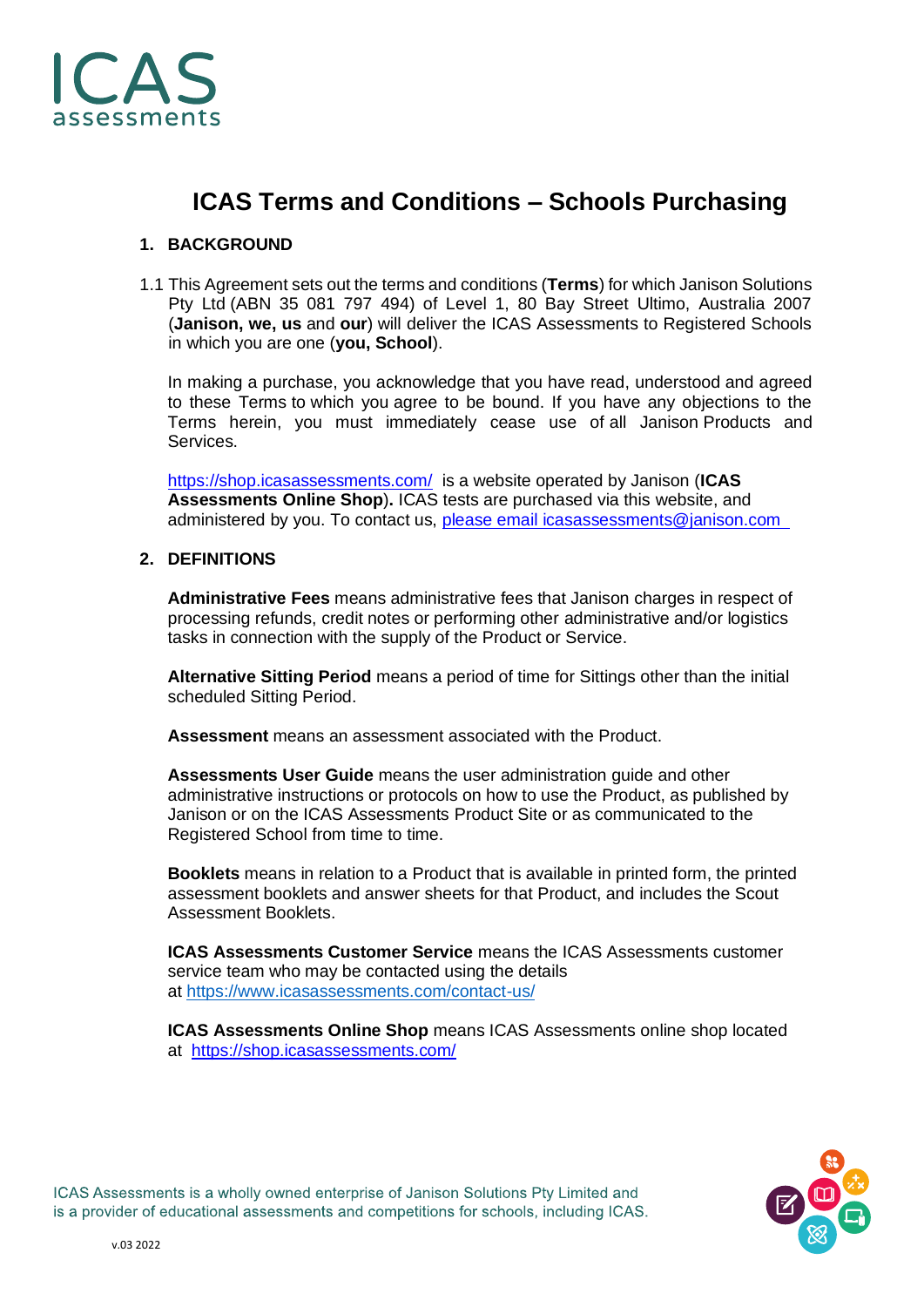# ICAS Terms and Conditions – Schools Purchasing

## 1. BACKGROUND

1.1 This Agreement sets out the terms and conditions (**Terms**) for which Janison Solutions Pty Ltd (ABN 35 081 797 494) of Level 1, 80 Bay Street Ultimo, Australia 2007 (**Janison, we, us** and **our**) will deliver the ICAS Assessments to Registered Schools in which you are one (**you, School**).

In making a purchase, you acknowledge that you have read, understood and agreed to these Terms to which you agree to be bound. If you have any objections to the Terms herein, you must immediately cease use of all Janison Products and Services.

https://shop.icasassessments.com/ is a website operated by Janison (**ICAS Assessments Online Shop**). ICAS tests are purchased via this website, and administered by you. To contact us, please email icasassessments@janison.com

## 2. DEFINITIONS

**Administrative Fees** means administrative fees that Janison charges in respect of processing refunds, credit notes or performing other administrative and/or logistics tasks in connection with the supply of the Product or Service.

**Alternative Sitting Period** means a period of time for Sittings other than the initial scheduled Sitting Period.

**Assessment** means an assessment associated with the Product.

**Assessments User Guide** means the user administration guide and other administrative instructions or protocols on how to use the Product, as published by Janison or on the ICAS Assessments Product Site or as communicated to the Registered School from time to time.

**Booklets** means in relation to a Product that is available in printed form, the printed assessment booklets and answer sheets for that Product, and includes the Scout Assessment Booklets.

**ICAS Assessments Customer Service** means the ICAS Assessments customer service team who may be contacted using the details at https://www.icasassessments.com/contact-us/

**ICAS Assessments Online Shop** means ICAS Assessments online shop located at https://shop.icasassessments.com/

ICAS Assessments is a wholly owned enterprise of Janison Solutions Pty Limited and is a provider of educational assessments and competitions for schools, including ICAS.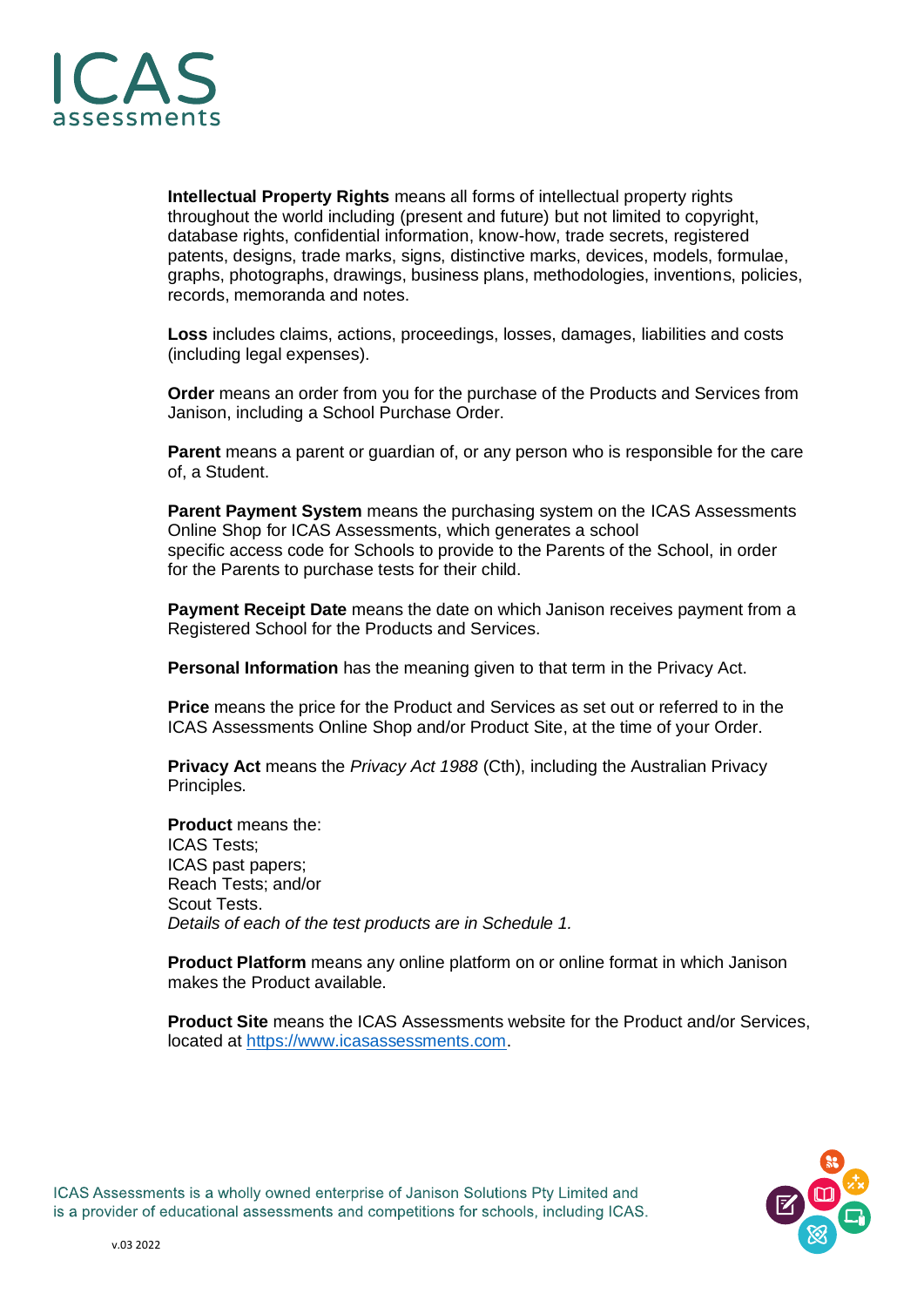**Intellectual Property Rights** means all forms of intellectual property rights throughout the world including (present and future) but not limited to copyright, database rights, confidential information, know-how, trade secrets, registered patents, designs, trade marks, signs, distinctive marks, devices, models, formulae, graphs, photographs, drawings, business plans, methodologies, inventions, policies, records, memoranda and notes.

**Loss** includes claims, actions, proceedings, losses, damages, liabilities and costs (including legal expenses).

**Order** means an order from you for the purchase of the Products and Services from Janison, including a School Purchase Order.

**Parent** means a parent or guardian of, or any person who is responsible for the care of, a Student.

**Parent Payment System** means the purchasing system on the ICAS Assessments Online Shop for ICAS Assessments, which generates a school specific access code for Schools to provide to the Parents of the School, in order for the Parents to purchase tests for their child.

**Payment Receipt Date** means the date on which Janison receives payment from a Registered School for the Products and Services.

**Personal Information** has the meaning given to that term in the Privacy Act.

**Price** means the price for the Product and Services as set out or referred to in the ICAS Assessments Online Shop and/or Product Site, at the time of your Order.

**Privacy Act** means the *Privacy Act 1988* (Cth), including the Australian Privacy Principles.

**Product** means the:
ICAS Tests;
ICAS past papers;
Reach Tests; and/or
Scout Tests.
*Details of each of the test products are in Schedule 1.*

**Product Platform** means any online platform on or online format in which Janison makes the Product available.

**Product Site** means the ICAS Assessments website for the Product and/or Services, located at https://www.icasassessments.com.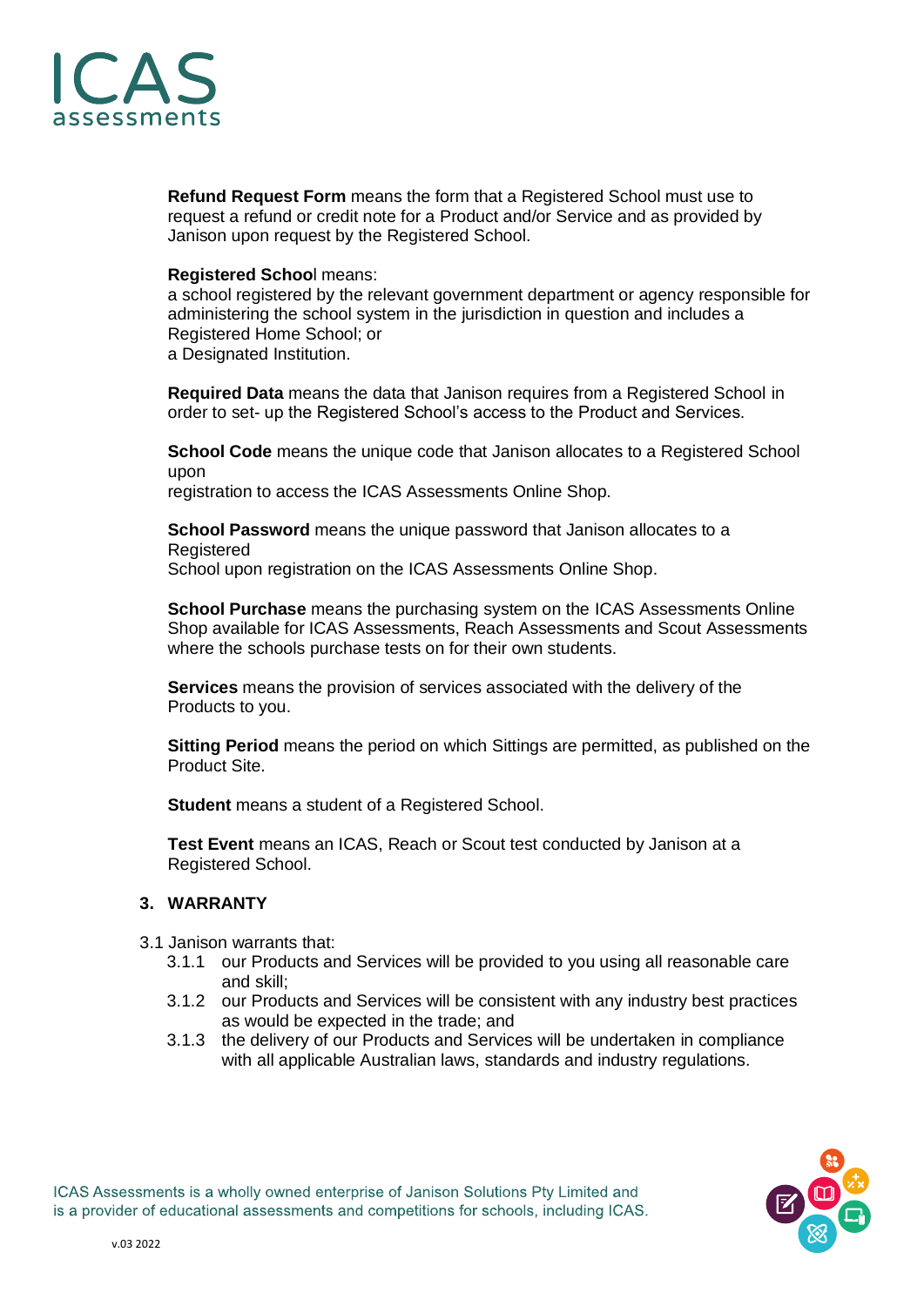**Refund Request Form** means the form that a Registered School must use to request a refund or credit note for a Product and/or Service and as provided by Janison upon request by the Registered School.

**Registered School** means:
a school registered by the relevant government department or agency responsible for administering the school system in the jurisdiction in question and includes a Registered Home School; or
a Designated Institution.

**Required Data** means the data that Janison requires from a Registered School in order to set- up the Registered School's access to the Product and Services.

**School Code** means the unique code that Janison allocates to a Registered School upon
registration to access the ICAS Assessments Online Shop.

**School Password** means the unique password that Janison allocates to a Registered
School upon registration on the ICAS Assessments Online Shop.

**School Purchase** means the purchasing system on the ICAS Assessments Online Shop available for ICAS Assessments, Reach Assessments and Scout Assessments where the schools purchase tests on for their own students.

**Services** means the provision of services associated with the delivery of the Products to you.

**Sitting Period** means the period on which Sittings are permitted, as published on the Product Site.

**Student** means a student of a Registered School.

**Test Event** means an ICAS, Reach or Scout test conducted by Janison at a Registered School.

## 3. WARRANTY

3.1 Janison warrants that:

- 3.1.1 our Products and Services will be provided to you using all reasonable care and skill;
- 3.1.2 our Products and Services will be consistent with any industry best practices as would be expected in the trade; and
- 3.1.3 the delivery of our Products and Services will be undertaken in compliance with all applicable Australian laws, standards and industry regulations.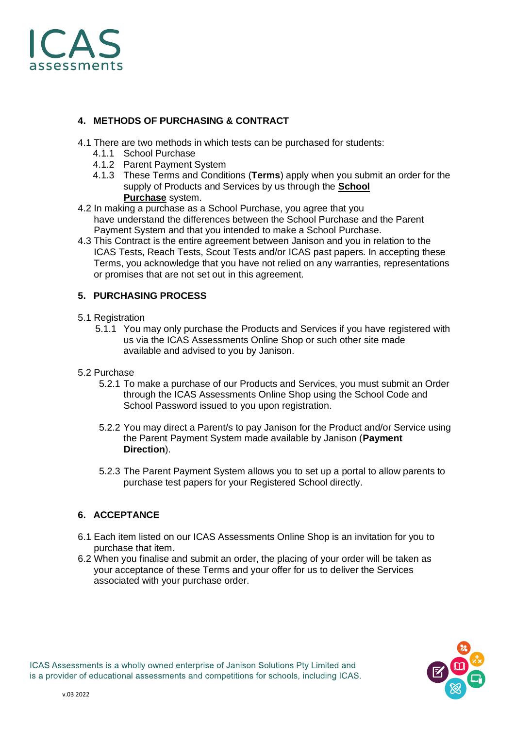## 4. METHODS OF PURCHASING & CONTRACT

4.1 There are two methods in which tests can be purchased for students:

- 4.1.1 School Purchase
- 4.1.2 Parent Payment System
- 4.1.3 These Terms and Conditions (**Terms**) apply when you submit an order for the supply of Products and Services by us through the **School Purchase** system.

4.2 In making a purchase as a School Purchase, you agree that you have understand the differences between the School Purchase and the Parent Payment System and that you intended to make a School Purchase.

4.3 This Contract is the entire agreement between Janison and you in relation to the ICAS Tests, Reach Tests, Scout Tests and/or ICAS past papers. In accepting these Terms, you acknowledge that you have not relied on any warranties, representations or promises that are not set out in this agreement.

## 5. PURCHASING PROCESS

5.1 Registration

- 5.1.1 You may only purchase the Products and Services if you have registered with us via the ICAS Assessments Online Shop or such other site made available and advised to you by Janison.

5.2 Purchase

- 5.2.1 To make a purchase of our Products and Services, you must submit an Order through the ICAS Assessments Online Shop using the School Code and School Password issued to you upon registration.

- 5.2.2 You may direct a Parent/s to pay Janison for the Product and/or Service using the Parent Payment System made available by Janison (**Payment Direction**).

- 5.2.3 The Parent Payment System allows you to set up a portal to allow parents to purchase test papers for your Registered School directly.

## 6. ACCEPTANCE

6.1 Each item listed on our ICAS Assessments Online Shop is an invitation for you to purchase that item.

6.2 When you finalise and submit an order, the placing of your order will be taken as your acceptance of these Terms and your offer for us to deliver the Services associated with your purchase order.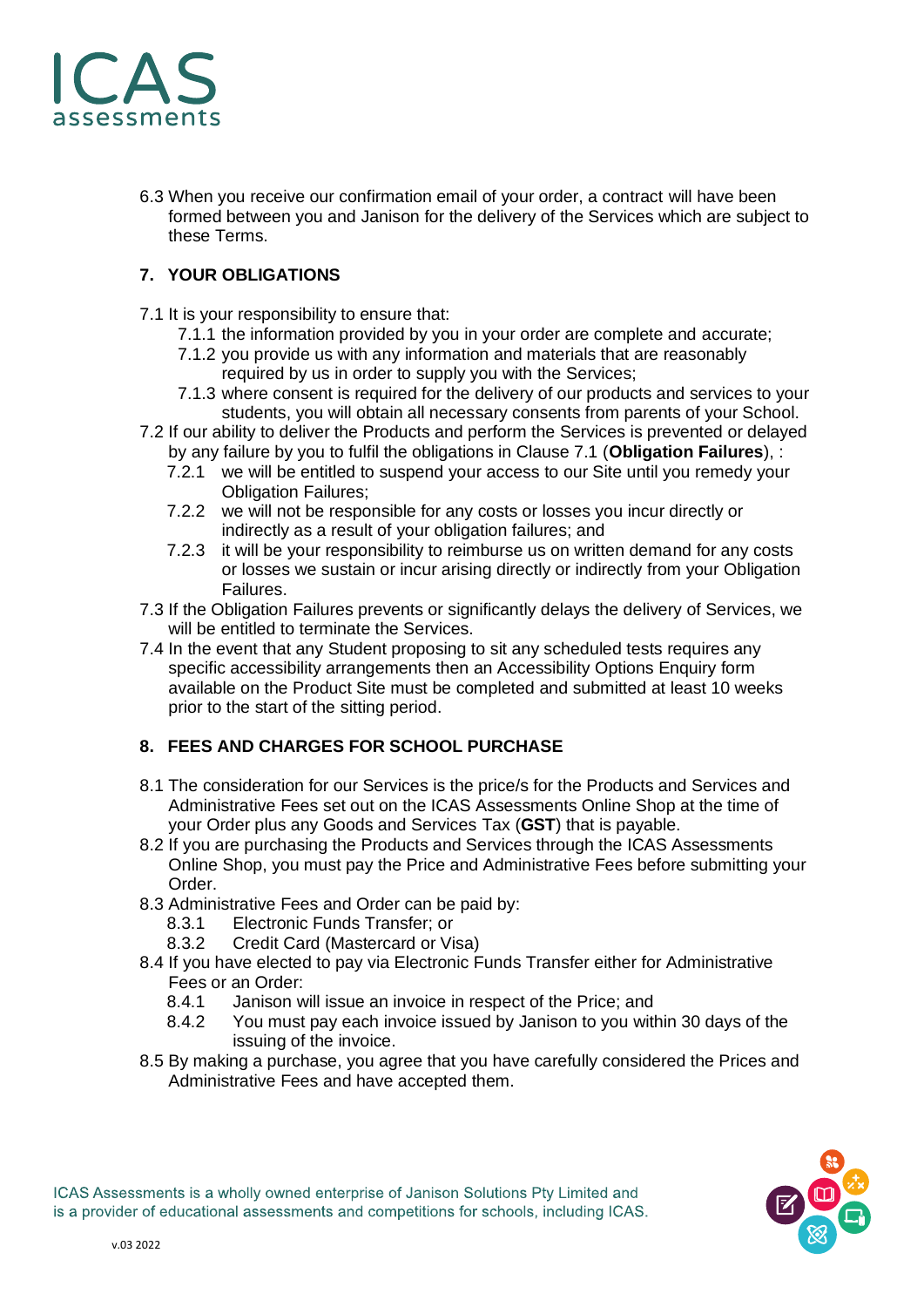6.3 When you receive our confirmation email of your order, a contract will have been formed between you and Janison for the delivery of the Services which are subject to these Terms.

## 7. YOUR OBLIGATIONS

7.1 It is your responsibility to ensure that:

- 7.1.1 the information provided by you in your order are complete and accurate;
- 7.1.2 you provide us with any information and materials that are reasonably required by us in order to supply you with the Services;
- 7.1.3 where consent is required for the delivery of our products and services to your students, you will obtain all necessary consents from parents of your School.

7.2 If our ability to deliver the Products and perform the Services is prevented or delayed by any failure by you to fulfil the obligations in Clause 7.1 (**Obligation Failures**), :

- 7.2.1 we will be entitled to suspend your access to our Site until you remedy your Obligation Failures;
- 7.2.2 we will not be responsible for any costs or losses you incur directly or indirectly as a result of your obligation failures; and
- 7.2.3 it will be your responsibility to reimburse us on written demand for any costs or losses we sustain or incur arising directly or indirectly from your Obligation Failures.

7.3 If the Obligation Failures prevents or significantly delays the delivery of Services, we will be entitled to terminate the Services.

7.4 In the event that any Student proposing to sit any scheduled tests requires any specific accessibility arrangements then an Accessibility Options Enquiry form available on the Product Site must be completed and submitted at least 10 weeks prior to the start of the sitting period.

## 8. FEES AND CHARGES FOR SCHOOL PURCHASE

8.1 The consideration for our Services is the price/s for the Products and Services and Administrative Fees set out on the ICAS Assessments Online Shop at the time of your Order plus any Goods and Services Tax (**GST**) that is payable.

8.2 If you are purchasing the Products and Services through the ICAS Assessments Online Shop, you must pay the Price and Administrative Fees before submitting your Order.

8.3 Administrative Fees and Order can be paid by:

- 8.3.1 Electronic Funds Transfer; or
- 8.3.2 Credit Card (Mastercard or Visa)

8.4 If you have elected to pay via Electronic Funds Transfer either for Administrative Fees or an Order:

- 8.4.1 Janison will issue an invoice in respect of the Price; and
- 8.4.2 You must pay each invoice issued by Janison to you within 30 days of the issuing of the invoice.

8.5 By making a purchase, you agree that you have carefully considered the Prices and Administrative Fees and have accepted them.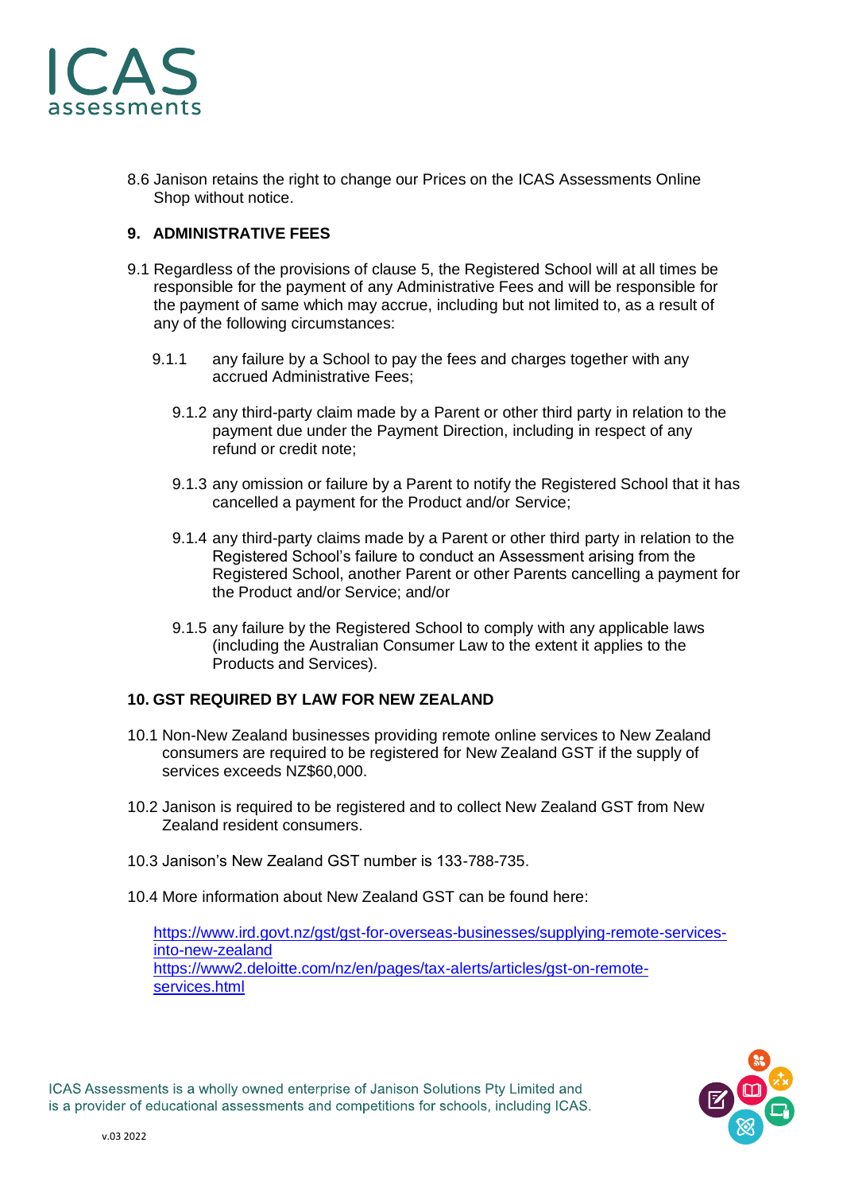8.6 Janison retains the right to change our Prices on the ICAS Assessments Online Shop without notice.

## 9. ADMINISTRATIVE FEES

9.1 Regardless of the provisions of clause 5, the Registered School will at all times be responsible for the payment of any Administrative Fees and will be responsible for the payment of same which may accrue, including but not limited to, as a result of any of the following circumstances:

9.1.1 any failure by a School to pay the fees and charges together with any accrued Administrative Fees;

9.1.2 any third-party claim made by a Parent or other third party in relation to the payment due under the Payment Direction, including in respect of any refund or credit note;

9.1.3 any omission or failure by a Parent to notify the Registered School that it has cancelled a payment for the Product and/or Service;

9.1.4 any third-party claims made by a Parent or other third party in relation to the Registered School's failure to conduct an Assessment arising from the Registered School, another Parent or other Parents cancelling a payment for the Product and/or Service; and/or

9.1.5 any failure by the Registered School to comply with any applicable laws (including the Australian Consumer Law to the extent it applies to the Products and Services).

## 10. GST REQUIRED BY LAW FOR NEW ZEALAND

10.1 Non-New Zealand businesses providing remote online services to New Zealand consumers are required to be registered for New Zealand GST if the supply of services exceeds NZ$60,000.

10.2 Janison is required to be registered and to collect New Zealand GST from New Zealand resident consumers.

10.3 Janison's New Zealand GST number is 133-788-735.

10.4 More information about New Zealand GST can be found here:

https://www.ird.govt.nz/gst/gst-for-overseas-businesses/supplying-remote-services-into-new-zealand
https://www2.deloitte.com/nz/en/pages/tax-alerts/articles/gst-on-remote-services.html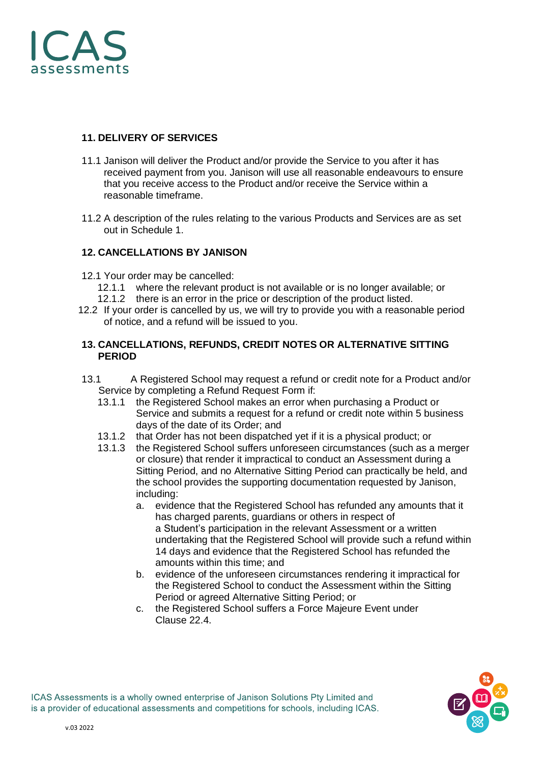## 11. DELIVERY OF SERVICES

11.1 Janison will deliver the Product and/or provide the Service to you after it has received payment from you. Janison will use all reasonable endeavours to ensure that you receive access to the Product and/or receive the Service within a reasonable timeframe.

11.2 A description of the rules relating to the various Products and Services are as set out in Schedule 1.

## 12. CANCELLATIONS BY JANISON

12.1 Your order may be cancelled:

12.1.1 where the relevant product is not available or is no longer available; or

12.1.2 there is an error in the price or description of the product listed.

12.2 If your order is cancelled by us, we will try to provide you with a reasonable period of notice, and a refund will be issued to you.

## 13. CANCELLATIONS, REFUNDS, CREDIT NOTES OR ALTERNATIVE SITTING PERIOD

13.1 A Registered School may request a refund or credit note for a Product and/or Service by completing a Refund Request Form if:

13.1.1 the Registered School makes an error when purchasing a Product or Service and submits a request for a refund or credit note within 5 business days of the date of its Order; and

13.1.2 that Order has not been dispatched yet if it is a physical product; or

13.1.3 the Registered School suffers unforeseen circumstances (such as a merger or closure) that render it impractical to conduct an Assessment during a Sitting Period, and no Alternative Sitting Period can practically be held, and the school provides the supporting documentation requested by Janison, including:

a. evidence that the Registered School has refunded any amounts that it has charged parents, guardians or others in respect of a Student's participation in the relevant Assessment or a written undertaking that the Registered School will provide such a refund within 14 days and evidence that the Registered School has refunded the amounts within this time; and

b. evidence of the unforeseen circumstances rendering it impractical for the Registered School to conduct the Assessment within the Sitting Period or agreed Alternative Sitting Period; or

c. the Registered School suffers a Force Majeure Event under Clause 22.4.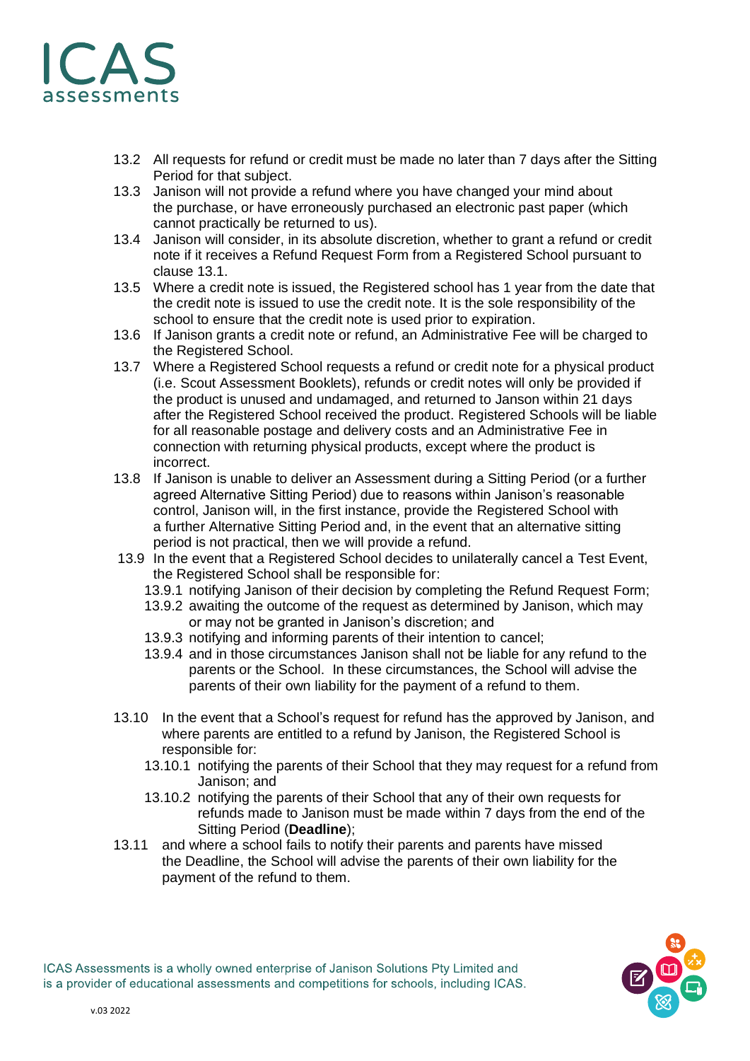13.2 All requests for refund or credit must be made no later than 7 days after the Sitting Period for that subject.

13.3 Janison will not provide a refund where you have changed your mind about the purchase, or have erroneously purchased an electronic past paper (which cannot practically be returned to us).

13.4 Janison will consider, in its absolute discretion, whether to grant a refund or credit note if it receives a Refund Request Form from a Registered School pursuant to clause 13.1.

13.5 Where a credit note is issued, the Registered school has 1 year from the date that the credit note is issued to use the credit note. It is the sole responsibility of the school to ensure that the credit note is used prior to expiration.

13.6 If Janison grants a credit note or refund, an Administrative Fee will be charged to the Registered School.

13.7 Where a Registered School requests a refund or credit note for a physical product (i.e. Scout Assessment Booklets), refunds or credit notes will only be provided if the product is unused and undamaged, and returned to Janson within 21 days after the Registered School received the product. Registered Schools will be liable for all reasonable postage and delivery costs and an Administrative Fee in connection with returning physical products, except where the product is incorrect.

13.8 If Janison is unable to deliver an Assessment during a Sitting Period (or a further agreed Alternative Sitting Period) due to reasons within Janison's reasonable control, Janison will, in the first instance, provide the Registered School with a further Alternative Sitting Period and, in the event that an alternative sitting period is not practical, then we will provide a refund.

13.9 In the event that a Registered School decides to unilaterally cancel a Test Event, the Registered School shall be responsible for:

- 13.9.1 notifying Janison of their decision by completing the Refund Request Form;
- 13.9.2 awaiting the outcome of the request as determined by Janison, which may or may not be granted in Janison's discretion; and
- 13.9.3 notifying and informing parents of their intention to cancel;
- 13.9.4 and in those circumstances Janison shall not be liable for any refund to the parents or the School. In these circumstances, the School will advise the parents of their own liability for the payment of a refund to them.

13.10 In the event that a School's request for refund has the approved by Janison, and where parents are entitled to a refund by Janison, the Registered School is responsible for:

- 13.10.1 notifying the parents of their School that they may request for a refund from Janison; and
- 13.10.2 notifying the parents of their School that any of their own requests for refunds made to Janison must be made within 7 days from the end of the Sitting Period (**Deadline**);

13.11 and where a school fails to notify their parents and parents have missed the Deadline, the School will advise the parents of their own liability for the payment of the refund to them.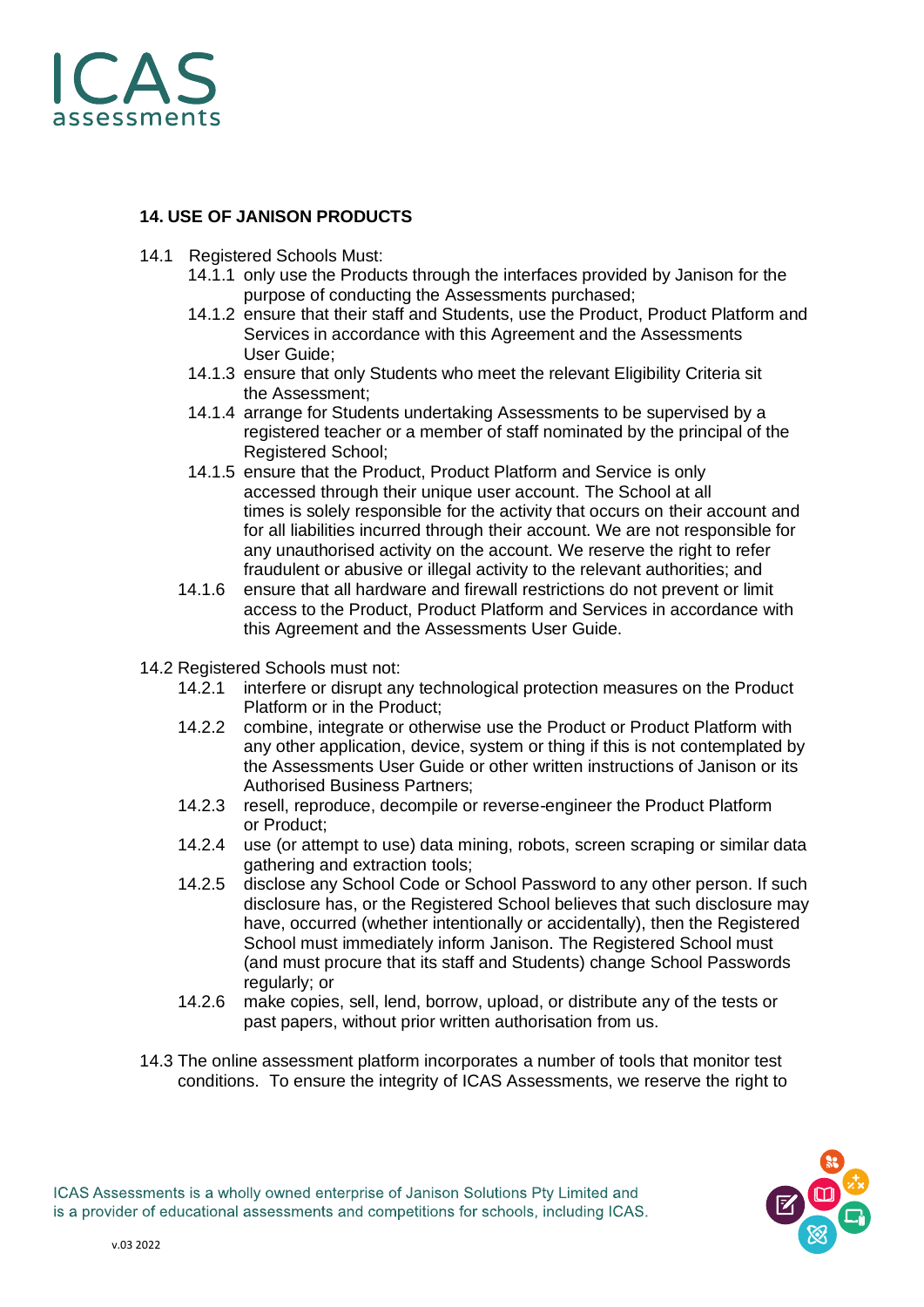## 14. USE OF JANISON PRODUCTS

14.1 Registered Schools Must:

- 14.1.1 only use the Products through the interfaces provided by Janison for the purpose of conducting the Assessments purchased;
- 14.1.2 ensure that their staff and Students, use the Product, Product Platform and Services in accordance with this Agreement and the Assessments User Guide;
- 14.1.3 ensure that only Students who meet the relevant Eligibility Criteria sit the Assessment;
- 14.1.4 arrange for Students undertaking Assessments to be supervised by a registered teacher or a member of staff nominated by the principal of the Registered School;
- 14.1.5 ensure that the Product, Product Platform and Service is only accessed through their unique user account. The School at all times is solely responsible for the activity that occurs on their account and for all liabilities incurred through their account. We are not responsible for any unauthorised activity on the account. We reserve the right to refer fraudulent or abusive or illegal activity to the relevant authorities; and
- 14.1.6 ensure that all hardware and firewall restrictions do not prevent or limit access to the Product, Product Platform and Services in accordance with this Agreement and the Assessments User Guide.

14.2 Registered Schools must not:

- 14.2.1 interfere or disrupt any technological protection measures on the Product Platform or in the Product;
- 14.2.2 combine, integrate or otherwise use the Product or Product Platform with any other application, device, system or thing if this is not contemplated by the Assessments User Guide or other written instructions of Janison or its Authorised Business Partners;
- 14.2.3 resell, reproduce, decompile or reverse-engineer the Product Platform or Product;
- 14.2.4 use (or attempt to use) data mining, robots, screen scraping or similar data gathering and extraction tools;
- 14.2.5 disclose any School Code or School Password to any other person. If such disclosure has, or the Registered School believes that such disclosure may have, occurred (whether intentionally or accidentally), then the Registered School must immediately inform Janison. The Registered School must (and must procure that its staff and Students) change School Passwords regularly; or
- 14.2.6 make copies, sell, lend, borrow, upload, or distribute any of the tests or past papers, without prior written authorisation from us.

14.3 The online assessment platform incorporates a number of tools that monitor test conditions. To ensure the integrity of ICAS Assessments, we reserve the right to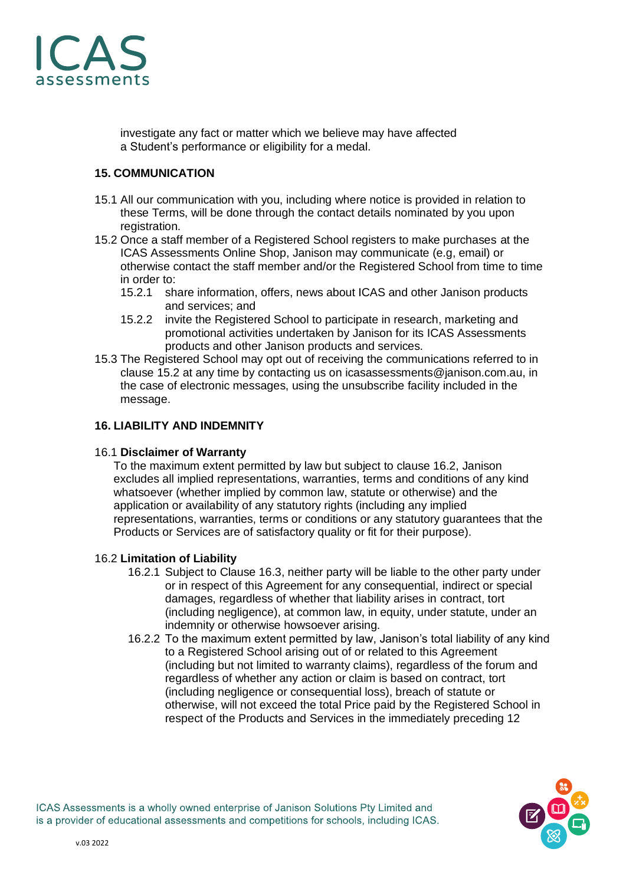investigate any fact or matter which we believe may have affected a Student's performance or eligibility for a medal.

## 15. COMMUNICATION

15.1 All our communication with you, including where notice is provided in relation to these Terms, will be done through the contact details nominated by you upon registration.

15.2 Once a staff member of a Registered School registers to make purchases at the ICAS Assessments Online Shop, Janison may communicate (e.g, email) or otherwise contact the staff member and/or the Registered School from time to time in order to:

15.2.1 share information, offers, news about ICAS and other Janison products and services; and

15.2.2 invite the Registered School to participate in research, marketing and promotional activities undertaken by Janison for its ICAS Assessments products and other Janison products and services.

15.3 The Registered School may opt out of receiving the communications referred to in clause 15.2 at any time by contacting us on icasassessments@janison.com.au, in the case of electronic messages, using the unsubscribe facility included in the message.

## 16. LIABILITY AND INDEMNITY

16.1 **Disclaimer of Warranty**

To the maximum extent permitted by law but subject to clause 16.2, Janison excludes all implied representations, warranties, terms and conditions of any kind whatsoever (whether implied by common law, statute or otherwise) and the application or availability of any statutory rights (including any implied representations, warranties, terms or conditions or any statutory guarantees that the Products or Services are of satisfactory quality or fit for their purpose).

16.2 **Limitation of Liability**

16.2.1 Subject to Clause 16.3, neither party will be liable to the other party under or in respect of this Agreement for any consequential, indirect or special damages, regardless of whether that liability arises in contract, tort (including negligence), at common law, in equity, under statute, under an indemnity or otherwise howsoever arising.

16.2.2 To the maximum extent permitted by law, Janison's total liability of any kind to a Registered School arising out of or related to this Agreement (including but not limited to warranty claims), regardless of the forum and regardless of whether any action or claim is based on contract, tort (including negligence or consequential loss), breach of statute or otherwise, will not exceed the total Price paid by the Registered School in respect of the Products and Services in the immediately preceding 12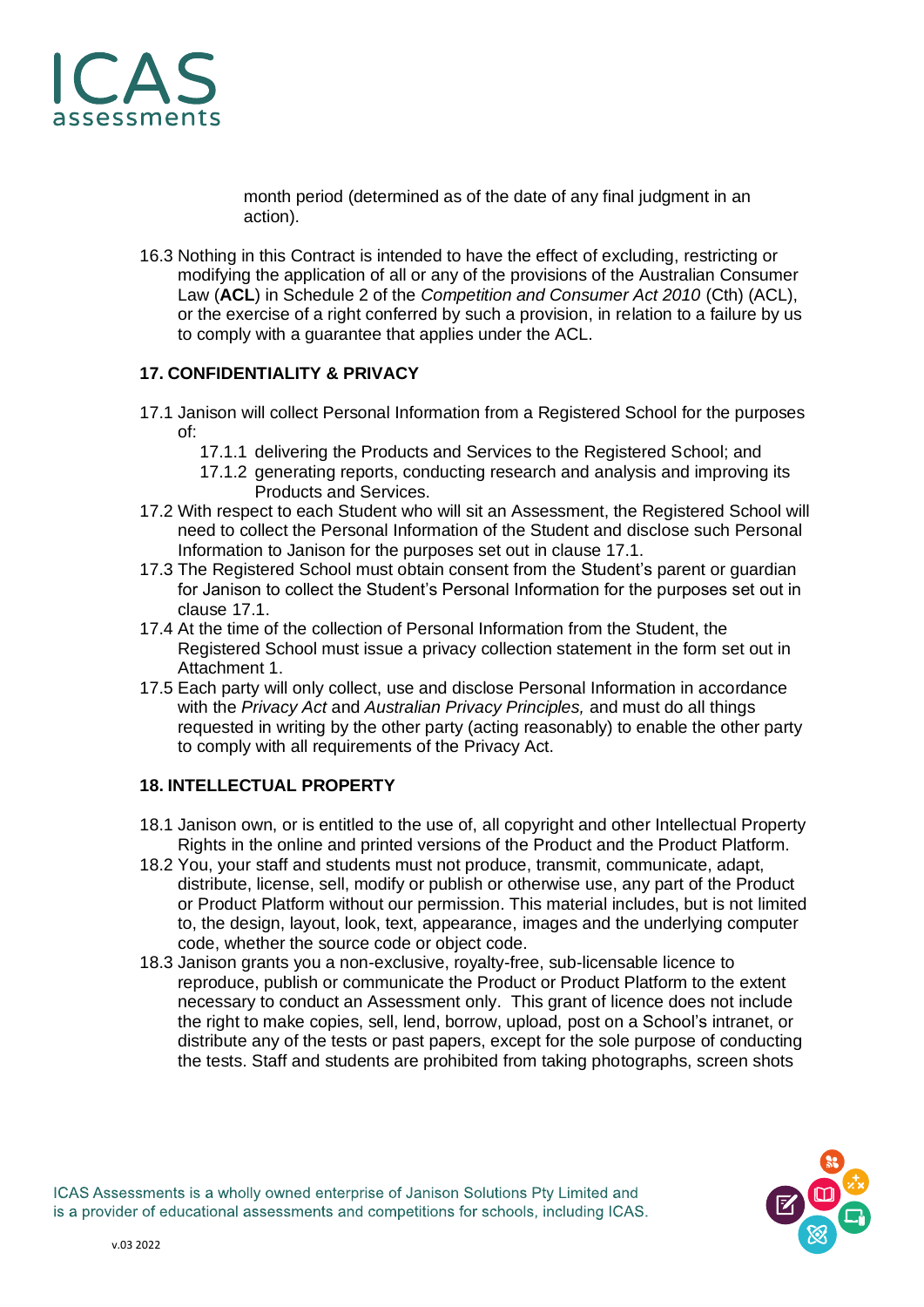month period (determined as of the date of any final judgment in an action).

16.3 Nothing in this Contract is intended to have the effect of excluding, restricting or modifying the application of all or any of the provisions of the Australian Consumer Law (**ACL**) in Schedule 2 of the *Competition and Consumer Act 2010* (Cth) (ACL), or the exercise of a right conferred by such a provision, in relation to a failure by us to comply with a guarantee that applies under the ACL.

## 17. CONFIDENTIALITY & PRIVACY

17.1 Janison will collect Personal Information from a Registered School for the purposes of:

- 17.1.1 delivering the Products and Services to the Registered School; and
- 17.1.2 generating reports, conducting research and analysis and improving its Products and Services.

17.2 With respect to each Student who will sit an Assessment, the Registered School will need to collect the Personal Information of the Student and disclose such Personal Information to Janison for the purposes set out in clause 17.1.

17.3 The Registered School must obtain consent from the Student's parent or guardian for Janison to collect the Student's Personal Information for the purposes set out in clause 17.1.

17.4 At the time of the collection of Personal Information from the Student, the Registered School must issue a privacy collection statement in the form set out in Attachment 1.

17.5 Each party will only collect, use and disclose Personal Information in accordance with the *Privacy Act* and *Australian Privacy Principles,* and must do all things requested in writing by the other party (acting reasonably) to enable the other party to comply with all requirements of the Privacy Act.

## 18. INTELLECTUAL PROPERTY

18.1 Janison own, or is entitled to the use of, all copyright and other Intellectual Property Rights in the online and printed versions of the Product and the Product Platform.

18.2 You, your staff and students must not produce, transmit, communicate, adapt, distribute, license, sell, modify or publish or otherwise use, any part of the Product or Product Platform without our permission. This material includes, but is not limited to, the design, layout, look, text, appearance, images and the underlying computer code, whether the source code or object code.

18.3 Janison grants you a non-exclusive, royalty-free, sub-licensable licence to reproduce, publish or communicate the Product or Product Platform to the extent necessary to conduct an Assessment only. This grant of licence does not include the right to make copies, sell, lend, borrow, upload, post on a School's intranet, or distribute any of the tests or past papers, except for the sole purpose of conducting the tests. Staff and students are prohibited from taking photographs, screen shots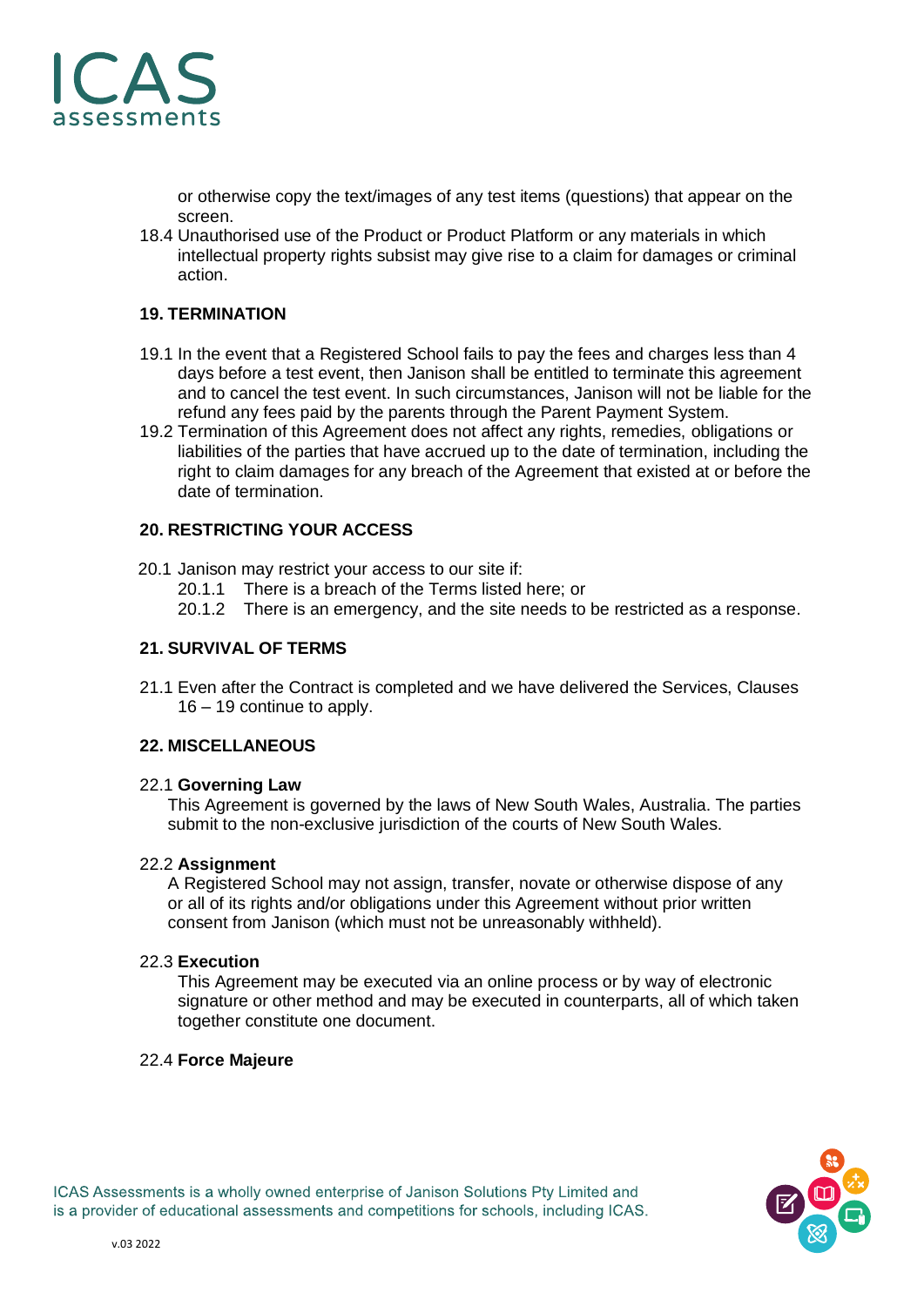or otherwise copy the text/images of any test items (questions) that appear on the screen.

18.4 Unauthorised use of the Product or Product Platform or any materials in which intellectual property rights subsist may give rise to a claim for damages or criminal action.

## 19. TERMINATION

19.1 In the event that a Registered School fails to pay the fees and charges less than 4 days before a test event, then Janison shall be entitled to terminate this agreement and to cancel the test event. In such circumstances, Janison will not be liable for the refund any fees paid by the parents through the Parent Payment System.

19.2 Termination of this Agreement does not affect any rights, remedies, obligations or liabilities of the parties that have accrued up to the date of termination, including the right to claim damages for any breach of the Agreement that existed at or before the date of termination.

## 20. RESTRICTING YOUR ACCESS

20.1 Janison may restrict your access to our site if:

20.1.1 There is a breach of the Terms listed here; or

20.1.2 There is an emergency, and the site needs to be restricted as a response.

## 21. SURVIVAL OF TERMS

21.1 Even after the Contract is completed and we have delivered the Services, Clauses 16 – 19 continue to apply.

## 22. MISCELLANEOUS

22.1 **Governing Law**

This Agreement is governed by the laws of New South Wales, Australia. The parties submit to the non-exclusive jurisdiction of the courts of New South Wales.

22.2 **Assignment**

A Registered School may not assign, transfer, novate or otherwise dispose of any or all of its rights and/or obligations under this Agreement without prior written consent from Janison (which must not be unreasonably withheld).

22.3 **Execution**

This Agreement may be executed via an online process or by way of electronic signature or other method and may be executed in counterparts, all of which taken together constitute one document.

22.4 **Force Majeure**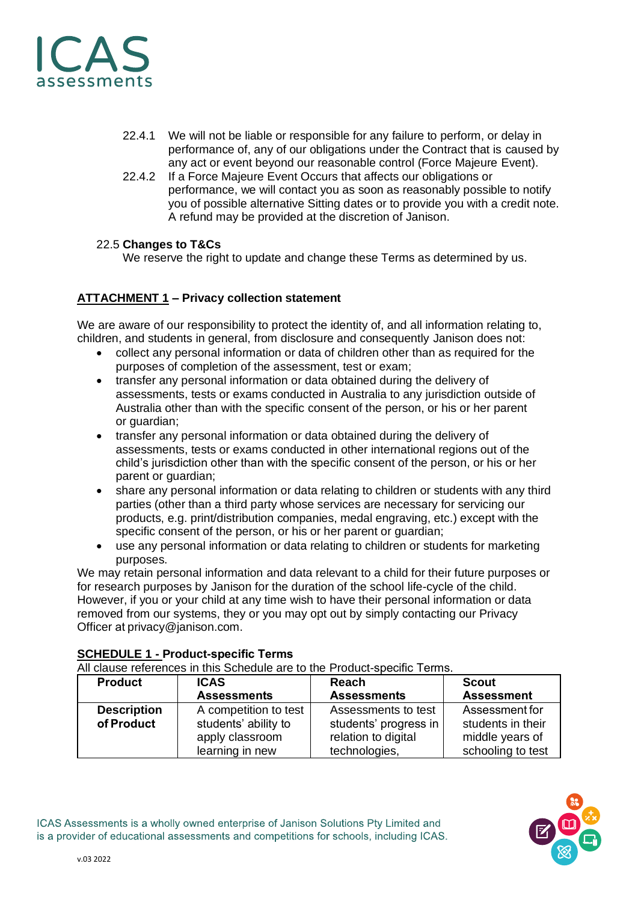22.4.1 We will not be liable or responsible for any failure to perform, or delay in performance of, any of our obligations under the Contract that is caused by any act or event beyond our reasonable control (Force Majeure Event).

22.4.2 If a Force Majeure Event Occurs that affects our obligations or performance, we will contact you as soon as reasonably possible to notify you of possible alternative Sitting dates or to provide you with a credit note. A refund may be provided at the discretion of Janison.

22.5 **Changes to T&Cs**

We reserve the right to update and change these Terms as determined by us.

## ATTACHMENT 1 – Privacy collection statement

We are aware of our responsibility to protect the identity of, and all information relating to, children, and students in general, from disclosure and consequently Janison does not:

- collect any personal information or data of children other than as required for the purposes of completion of the assessment, test or exam;
- transfer any personal information or data obtained during the delivery of assessments, tests or exams conducted in Australia to any jurisdiction outside of Australia other than with the specific consent of the person, or his or her parent or guardian;
- transfer any personal information or data obtained during the delivery of assessments, tests or exams conducted in other international regions out of the child's jurisdiction other than with the specific consent of the person, or his or her parent or guardian;
- share any personal information or data relating to children or students with any third parties (other than a third party whose services are necessary for servicing our products, e.g. print/distribution companies, medal engraving, etc.) except with the specific consent of the person, or his or her parent or guardian;
- use any personal information or data relating to children or students for marketing purposes.

We may retain personal information and data relevant to a child for their future purposes or for research purposes by Janison for the duration of the school life-cycle of the child. However, if you or your child at any time wish to have their personal information or data removed from our systems, they or you may opt out by simply contacting our Privacy Officer at privacy@janison.com.

## SCHEDULE 1 - Product-specific Terms

All clause references in this Schedule are to the Product-specific Terms.

| Product | ICAS Assessments | Reach Assessments | Scout Assessment |
|---|---|---|---|
| **Description of Product** | A competition to test students' ability to apply classroom learning in new | Assessments to test students' progress in relation to digital technologies, | Assessment for students in their middle years of schooling to test |

ICAS Assessments is a wholly owned enterprise of Janison Solutions Pty Limited and is a provider of educational assessments and competitions for schools, including ICAS.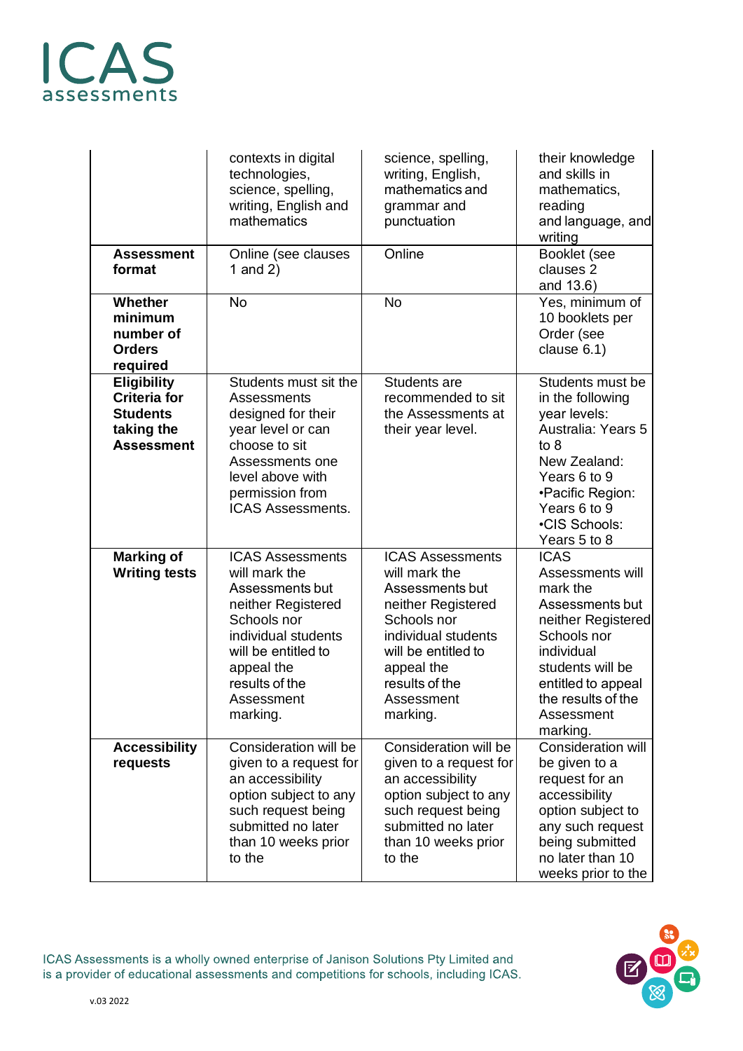| | | | |
|---|---|---|---|
| | contexts in digital technologies, science, spelling, writing, English and mathematics | science, spelling, writing, English, mathematics and grammar and punctuation | their knowledge and skills in mathematics, reading and language, and writing |
| **Assessment format** | Online (see clauses 1 and 2) | Online | Booklet (see clauses 2 and 13.6) |
| **Whether minimum number of Orders required** | No | No | Yes, minimum of 10 booklets per Order (see clause 6.1) |
| **Eligibility Criteria for Students taking the Assessment** | Students must sit the Assessments designed for their year level or can choose to sit Assessments one level above with permission from ICAS Assessments. | Students are recommended to sit the Assessments at their year level. | Students must be in the following year levels: Australia: Years 5 to 8<br>New Zealand: Years 6 to 9<br>•Pacific Region: Years 6 to 9<br>•CIS Schools: Years 5 to 8 |
| **Marking of Writing tests** | ICAS Assessments will mark the Assessments but neither Registered Schools nor individual students will be entitled to appeal the results of the Assessment marking. | ICAS Assessments will mark the Assessments but neither Registered Schools nor individual students will be entitled to appeal the results of the Assessment marking. | ICAS Assessments will mark the Assessments but neither Registered Schools nor individual students will be entitled to appeal the results of the Assessment marking. |
| **Accessibility requests** | Consideration will be given to a request for an accessibility option subject to any such request being submitted no later than 10 weeks prior to the | Consideration will be given to a request for an accessibility option subject to any such request being submitted no later than 10 weeks prior to the | Consideration will be given to a request for an accessibility option subject to any such request being submitted no later than 10 weeks prior to the |

ICAS Assessments is a wholly owned enterprise of Janison Solutions Pty Limited and is a provider of educational assessments and competitions for schools, including ICAS.

v.03 2022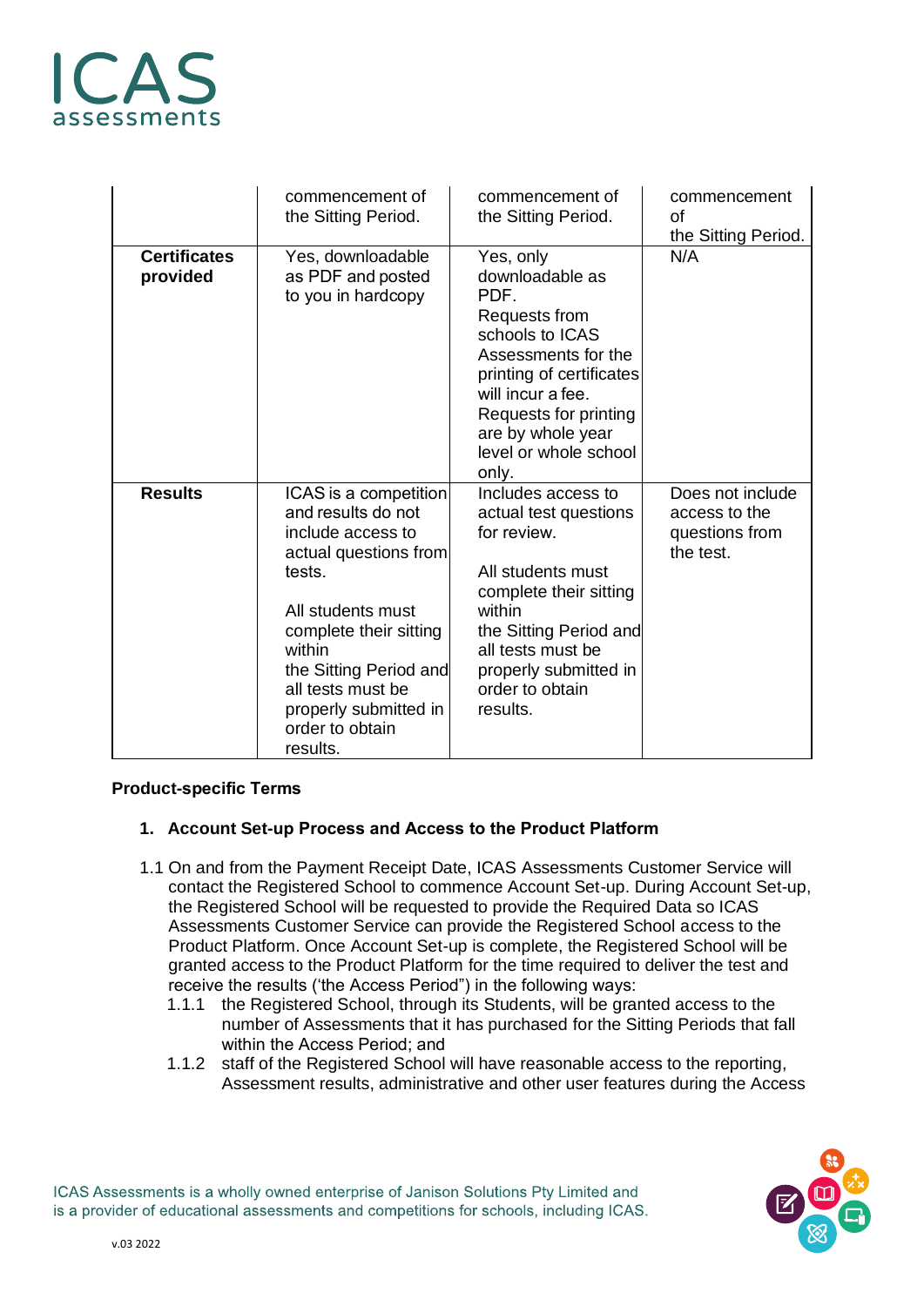| | | | |
|---|---|---|---|
| | commencement of the Sitting Period. | commencement of the Sitting Period. | commencement of the Sitting Period. |
| **Certificates provided** | Yes, downloadable as PDF and posted to you in hardcopy | Yes, only downloadable as PDF. Requests from schools to ICAS Assessments for the printing of certificates will incur a fee. Requests for printing are by whole year level or whole school only. | N/A |
| **Results** | ICAS is a competition and results do not include access to actual questions from tests.<br><br>All students must complete their sitting within the Sitting Period and all tests must be properly submitted in order to obtain results. | Includes access to actual test questions for review.<br><br>All students must complete their sitting within the Sitting Period and all tests must be properly submitted in order to obtain results. | Does not include access to the questions from the test. |

**Product-specific Terms**

1. **Account Set-up Process and Access to the Product Platform**

1.1 On and from the Payment Receipt Date, ICAS Assessments Customer Service will contact the Registered School to commence Account Set-up. During Account Set-up, the Registered School will be requested to provide the Required Data so ICAS Assessments Customer Service can provide the Registered School access to the Product Platform. Once Account Set-up is complete, the Registered School will be granted access to the Product Platform for the time required to deliver the test and receive the results ('the Access Period") in the following ways:

1.1.1 the Registered School, through its Students, will be granted access to the number of Assessments that it has purchased for the Sitting Periods that fall within the Access Period; and

1.1.2 staff of the Registered School will have reasonable access to the reporting, Assessment results, administrative and other user features during the Access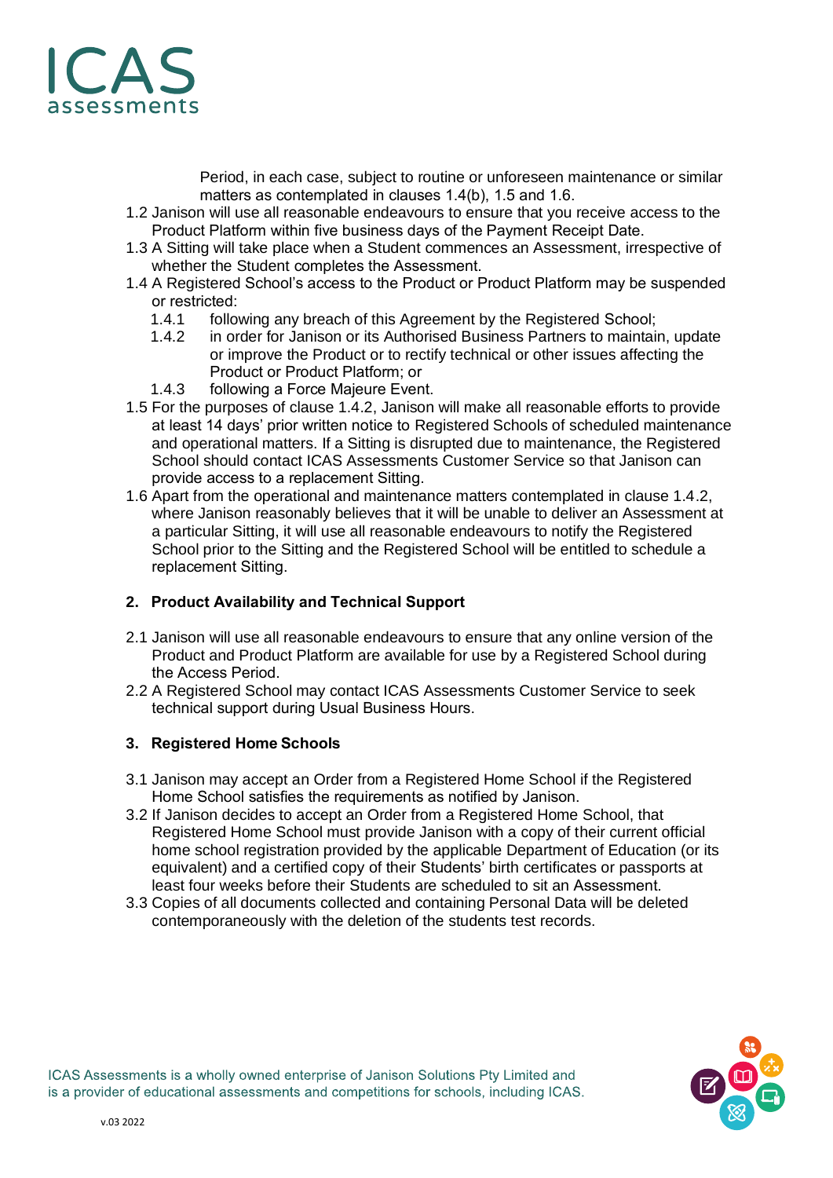Period, in each case, subject to routine or unforeseen maintenance or similar matters as contemplated in clauses 1.4(b), 1.5 and 1.6.

1.2 Janison will use all reasonable endeavours to ensure that you receive access to the Product Platform within five business days of the Payment Receipt Date.

1.3 A Sitting will take place when a Student commences an Assessment, irrespective of whether the Student completes the Assessment.

1.4 A Registered School's access to the Product or Product Platform may be suspended or restricted:

- 1.4.1 following any breach of this Agreement by the Registered School;
- 1.4.2 in order for Janison or its Authorised Business Partners to maintain, update or improve the Product or to rectify technical or other issues affecting the Product or Product Platform; or
- 1.4.3 following a Force Majeure Event.

1.5 For the purposes of clause 1.4.2, Janison will make all reasonable efforts to provide at least 14 days' prior written notice to Registered Schools of scheduled maintenance and operational matters. If a Sitting is disrupted due to maintenance, the Registered School should contact ICAS Assessments Customer Service so that Janison can provide access to a replacement Sitting.

1.6 Apart from the operational and maintenance matters contemplated in clause 1.4.2, where Janison reasonably believes that it will be unable to deliver an Assessment at a particular Sitting, it will use all reasonable endeavours to notify the Registered School prior to the Sitting and the Registered School will be entitled to schedule a replacement Sitting.

## 2. Product Availability and Technical Support

2.1 Janison will use all reasonable endeavours to ensure that any online version of the Product and Product Platform are available for use by a Registered School during the Access Period.

2.2 A Registered School may contact ICAS Assessments Customer Service to seek technical support during Usual Business Hours.

## 3. Registered Home Schools

3.1 Janison may accept an Order from a Registered Home School if the Registered Home School satisfies the requirements as notified by Janison.

3.2 If Janison decides to accept an Order from a Registered Home School, that Registered Home School must provide Janison with a copy of their current official home school registration provided by the applicable Department of Education (or its equivalent) and a certified copy of their Students' birth certificates or passports at least four weeks before their Students are scheduled to sit an Assessment.

3.3 Copies of all documents collected and containing Personal Data will be deleted contemporaneously with the deletion of the students test records.

ICAS Assessments is a wholly owned enterprise of Janison Solutions Pty Limited and is a provider of educational assessments and competitions for schools, including ICAS.

v.03 2022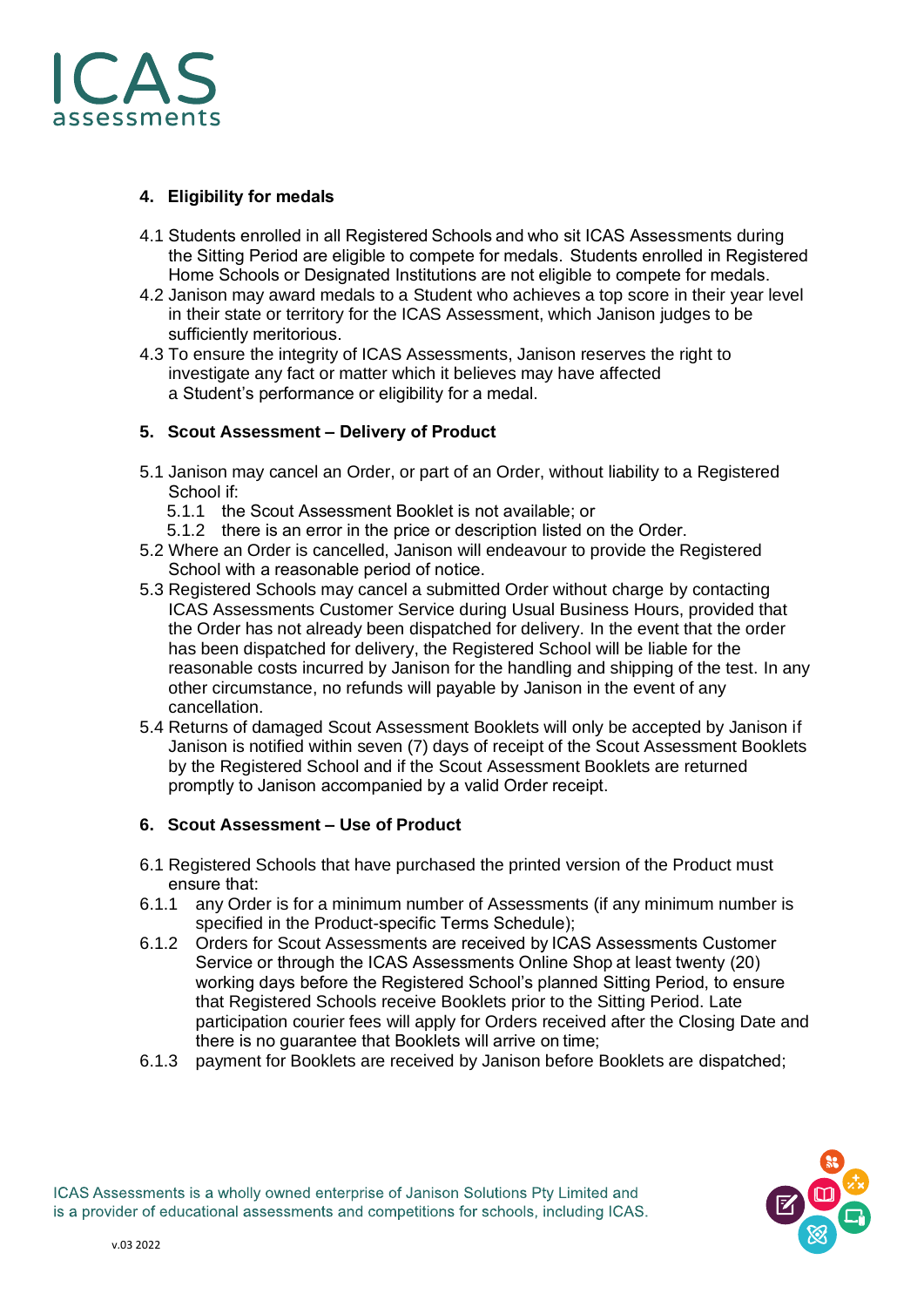## 4. Eligibility for medals

4.1 Students enrolled in all Registered Schools and who sit ICAS Assessments during the Sitting Period are eligible to compete for medals. Students enrolled in Registered Home Schools or Designated Institutions are not eligible to compete for medals.

4.2 Janison may award medals to a Student who achieves a top score in their year level in their state or territory for the ICAS Assessment, which Janison judges to be sufficiently meritorious.

4.3 To ensure the integrity of ICAS Assessments, Janison reserves the right to investigate any fact or matter which it believes may have affected a Student's performance or eligibility for a medal.

## 5. Scout Assessment – Delivery of Product

5.1 Janison may cancel an Order, or part of an Order, without liability to a Registered School if:

- 5.1.1 the Scout Assessment Booklet is not available; or
- 5.1.2 there is an error in the price or description listed on the Order.

5.2 Where an Order is cancelled, Janison will endeavour to provide the Registered School with a reasonable period of notice.

5.3 Registered Schools may cancel a submitted Order without charge by contacting ICAS Assessments Customer Service during Usual Business Hours, provided that the Order has not already been dispatched for delivery. In the event that the order has been dispatched for delivery, the Registered School will be liable for the reasonable costs incurred by Janison for the handling and shipping of the test. In any other circumstance, no refunds will payable by Janison in the event of any cancellation.

5.4 Returns of damaged Scout Assessment Booklets will only be accepted by Janison if Janison is notified within seven (7) days of receipt of the Scout Assessment Booklets by the Registered School and if the Scout Assessment Booklets are returned promptly to Janison accompanied by a valid Order receipt.

## 6. Scout Assessment – Use of Product

6.1 Registered Schools that have purchased the printed version of the Product must ensure that:

- 6.1.1 any Order is for a minimum number of Assessments (if any minimum number is specified in the Product-specific Terms Schedule);
- 6.1.2 Orders for Scout Assessments are received by ICAS Assessments Customer Service or through the ICAS Assessments Online Shop at least twenty (20) working days before the Registered School's planned Sitting Period, to ensure that Registered Schools receive Booklets prior to the Sitting Period. Late participation courier fees will apply for Orders received after the Closing Date and there is no guarantee that Booklets will arrive on time;
- 6.1.3 payment for Booklets are received by Janison before Booklets are dispatched;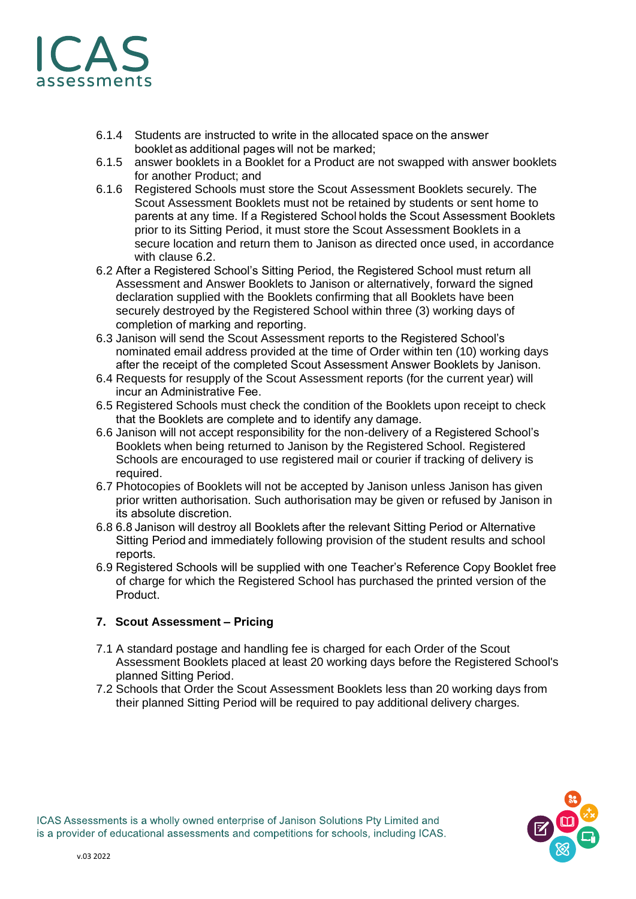6.1.4 Students are instructed to write in the allocated space on the answer booklet as additional pages will not be marked;

6.1.5 answer booklets in a Booklet for a Product are not swapped with answer booklets for another Product; and

6.1.6 Registered Schools must store the Scout Assessment Booklets securely. The Scout Assessment Booklets must not be retained by students or sent home to parents at any time. If a Registered School holds the Scout Assessment Booklets prior to its Sitting Period, it must store the Scout Assessment Booklets in a secure location and return them to Janison as directed once used, in accordance with clause 6.2.

6.2 After a Registered School's Sitting Period, the Registered School must return all Assessment and Answer Booklets to Janison or alternatively, forward the signed declaration supplied with the Booklets confirming that all Booklets have been securely destroyed by the Registered School within three (3) working days of completion of marking and reporting.

6.3 Janison will send the Scout Assessment reports to the Registered School's nominated email address provided at the time of Order within ten (10) working days after the receipt of the completed Scout Assessment Answer Booklets by Janison.

6.4 Requests for resupply of the Scout Assessment reports (for the current year) will incur an Administrative Fee.

6.5 Registered Schools must check the condition of the Booklets upon receipt to check that the Booklets are complete and to identify any damage.

6.6 Janison will not accept responsibility for the non-delivery of a Registered School's Booklets when being returned to Janison by the Registered School. Registered Schools are encouraged to use registered mail or courier if tracking of delivery is required.

6.7 Photocopies of Booklets will not be accepted by Janison unless Janison has given prior written authorisation. Such authorisation may be given or refused by Janison in its absolute discretion.

6.8 6.8 Janison will destroy all Booklets after the relevant Sitting Period or Alternative Sitting Period and immediately following provision of the student results and school reports.

6.9 Registered Schools will be supplied with one Teacher's Reference Copy Booklet free of charge for which the Registered School has purchased the printed version of the Product.

## 7. Scout Assessment – Pricing

7.1 A standard postage and handling fee is charged for each Order of the Scout Assessment Booklets placed at least 20 working days before the Registered School's planned Sitting Period.

7.2 Schools that Order the Scout Assessment Booklets less than 20 working days from their planned Sitting Period will be required to pay additional delivery charges.